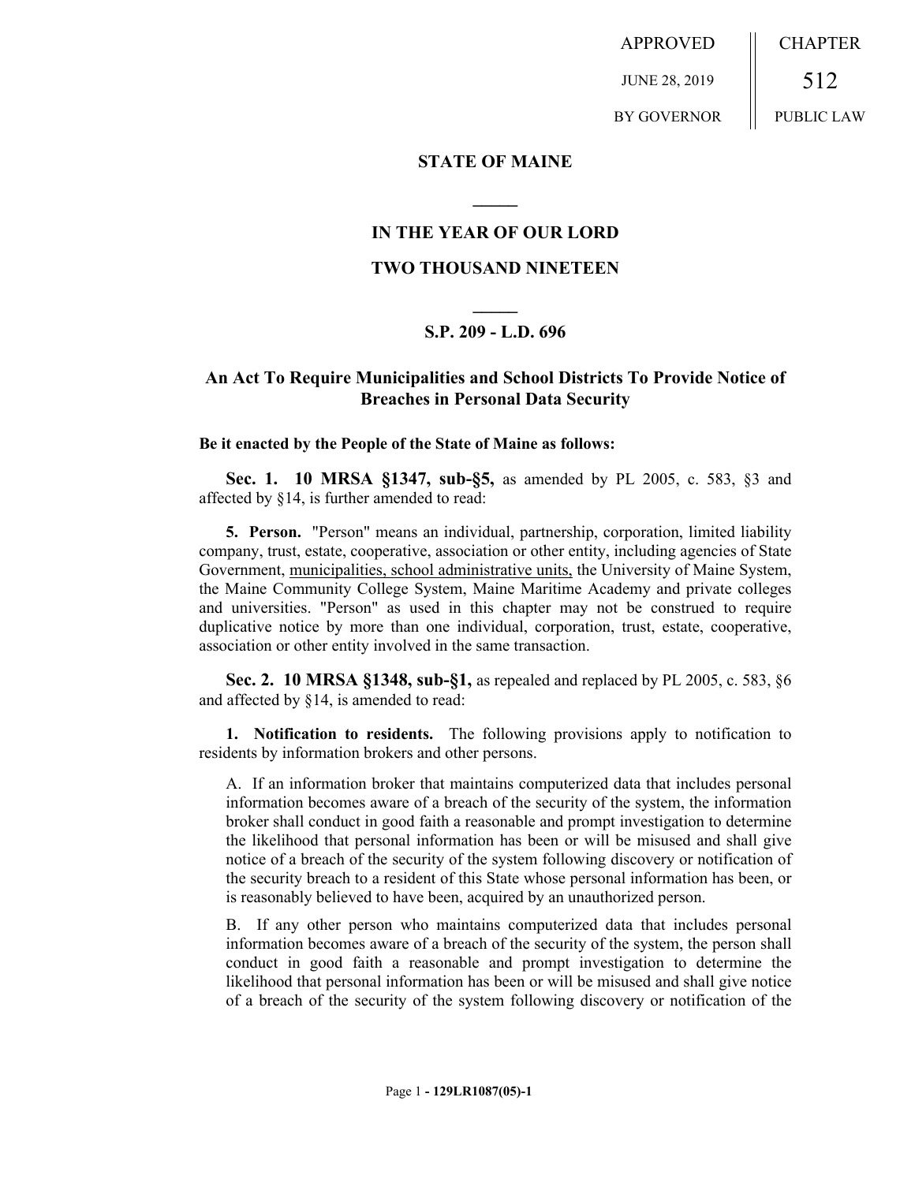APPROVED | CHAPTER
JUNE 28, 2019 | 512
BY GOVERNOR | PUBLIC LAW

# STATE OF MAINE

## IN THE YEAR OF OUR LORD

## TWO THOUSAND NINETEEN

### S.P. 209 - L.D. 696

### An Act To Require Municipalities and School Districts To Provide Notice of Breaches in Personal Data Security

**Be it enacted by the People of the State of Maine as follows:**

**Sec. 1. 10 MRSA §1347, sub-§5,** as amended by PL 2005, c. 583, §3 and affected by §14, is further amended to read:

**5. Person.** "Person" means an individual, partnership, corporation, limited liability company, trust, estate, cooperative, association or other entity, including agencies of State Government, <u>municipalities, school administrative units,</u> the University of Maine System, the Maine Community College System, Maine Maritime Academy and private colleges and universities. "Person" as used in this chapter may not be construed to require duplicative notice by more than one individual, corporation, trust, estate, cooperative, association or other entity involved in the same transaction.

**Sec. 2. 10 MRSA §1348, sub-§1,** as repealed and replaced by PL 2005, c. 583, §6 and affected by §14, is amended to read:

**1. Notification to residents.** The following provisions apply to notification to residents by information brokers and other persons.

A. If an information broker that maintains computerized data that includes personal information becomes aware of a breach of the security of the system, the information broker shall conduct in good faith a reasonable and prompt investigation to determine the likelihood that personal information has been or will be misused and shall give notice of a breach of the security of the system following discovery or notification of the security breach to a resident of this State whose personal information has been, or is reasonably believed to have been, acquired by an unauthorized person.

B. If any other person who maintains computerized data that includes personal information becomes aware of a breach of the security of the system, the person shall conduct in good faith a reasonable and prompt investigation to determine the likelihood that personal information has been or will be misused and shall give notice of a breach of the security of the system following discovery or notification of the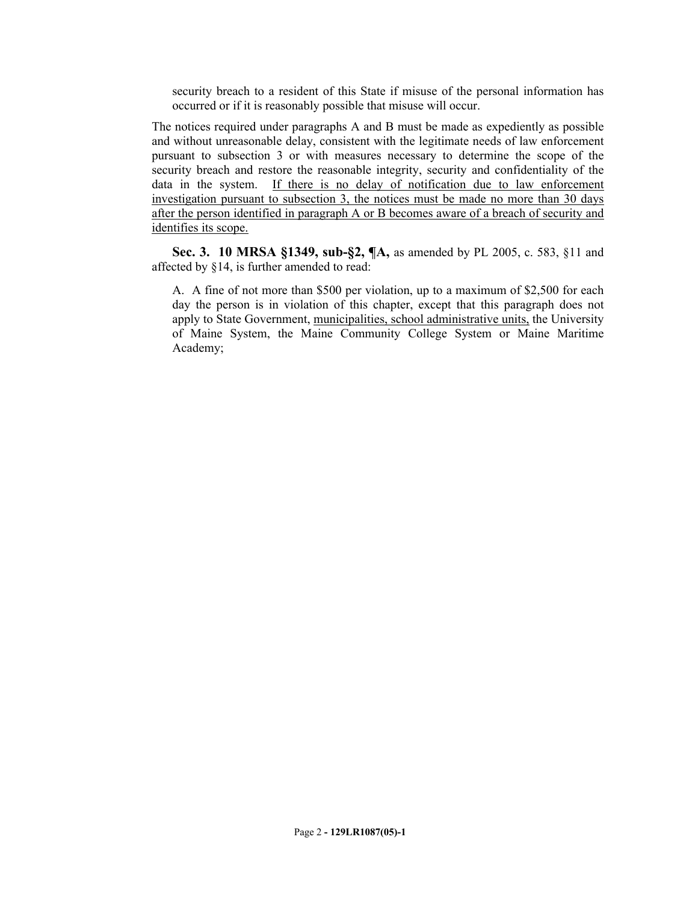security breach to a resident of this State if misuse of the personal information has occurred or if it is reasonably possible that misuse will occur.

The notices required under paragraphs A and B must be made as expediently as possible and without unreasonable delay, consistent with the legitimate needs of law enforcement pursuant to subsection 3 or with measures necessary to determine the scope of the security breach and restore the reasonable integrity, security and confidentiality of the data in the system. If there is no delay of notification due to law enforcement investigation pursuant to subsection 3, the notices must be made no more than 30 days after the person identified in paragraph A or B becomes aware of a breach of security and identifies its scope.

**Sec. 3. 10 MRSA §1349, sub-§2, ¶A,** as amended by PL 2005, c. 583, §11 and affected by §14, is further amended to read:

A. A fine of not more than $500 per violation, up to a maximum of $2,500 for each day the person is in violation of this chapter, except that this paragraph does not apply to State Government, municipalities, school administrative units, the University of Maine System, the Maine Community College System or Maine Maritime Academy;